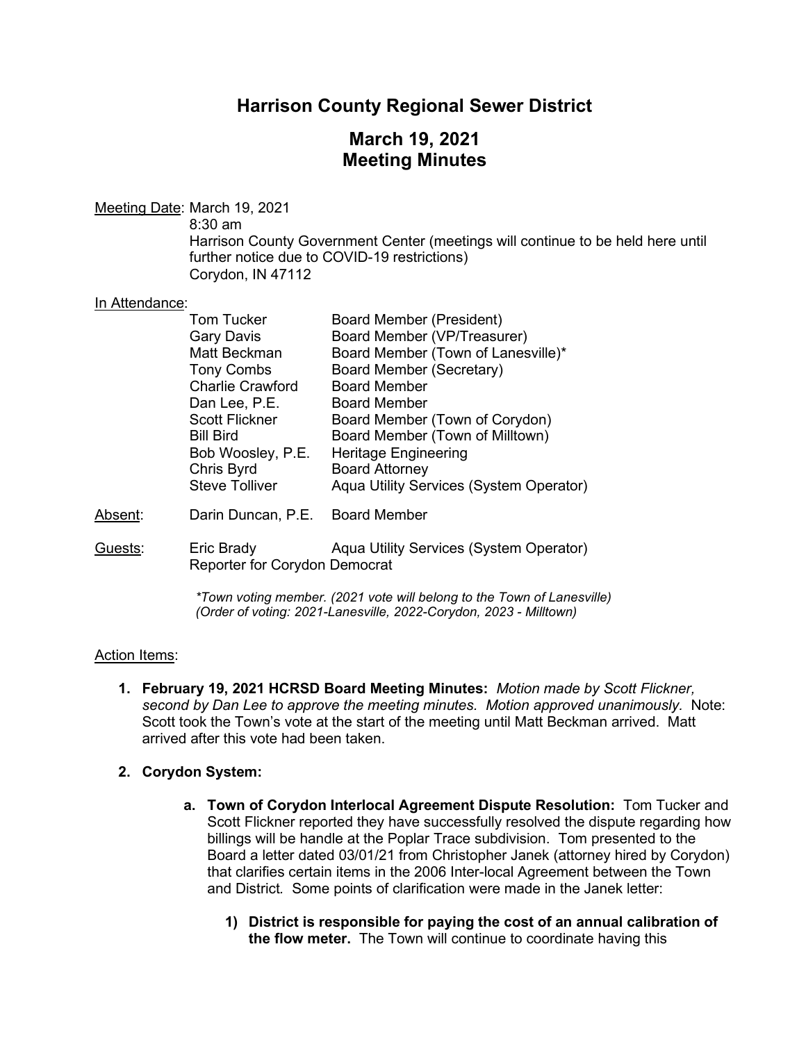# Harrison County Regional Sewer District

## March 19, 2021
## Meeting Minutes

Meeting Date: March 19, 2021
8:30 am
Harrison County Government Center (meetings will continue to be held here until further notice due to COVID-19 restrictions)
Corydon, IN 47112

In Attendance:

| | |
|---|---|
| Tom Tucker | Board Member (President) |
| Gary Davis | Board Member (VP/Treasurer) |
| Matt Beckman | Board Member (Town of Lanesville)* |
| Tony Combs | Board Member (Secretary) |
| Charlie Crawford | Board Member |
| Dan Lee, P.E. | Board Member |
| Scott Flickner | Board Member (Town of Corydon) |
| Bill Bird | Board Member (Town of Milltown) |
| Bob Woosley, P.E. | Heritage Engineering |
| Chris Byrd | Board Attorney |
| Steve Tolliver | Aqua Utility Services (System Operator) |

Absent: Darin Duncan, P.E. Board Member

Guests: Eric Brady Aqua Utility Services (System Operator)
Reporter for Corydon Democrat

*\*Town voting member. (2021 vote will belong to the Town of Lanesville)*
*(Order of voting: 2021-Lanesville, 2022-Corydon, 2023 - Milltown)*

Action Items:

1. **February 19, 2021 HCRSD Board Meeting Minutes:** *Motion made by Scott Flickner, second by Dan Lee to approve the meeting minutes. Motion approved unanimously.* Note: Scott took the Town's vote at the start of the meeting until Matt Beckman arrived. Matt arrived after this vote had been taken.

2. **Corydon System:**

   a. **Town of Corydon Interlocal Agreement Dispute Resolution:** Tom Tucker and Scott Flickner reported they have successfully resolved the dispute regarding how billings will be handle at the Poplar Trace subdivision. Tom presented to the Board a letter dated 03/01/21 from Christopher Janek (attorney hired by Corydon) that clarifies certain items in the 2006 Inter-local Agreement between the Town and District. Some points of clarification were made in the Janek letter:

      1) **District is responsible for paying the cost of an annual calibration of the flow meter.** The Town will continue to coordinate having this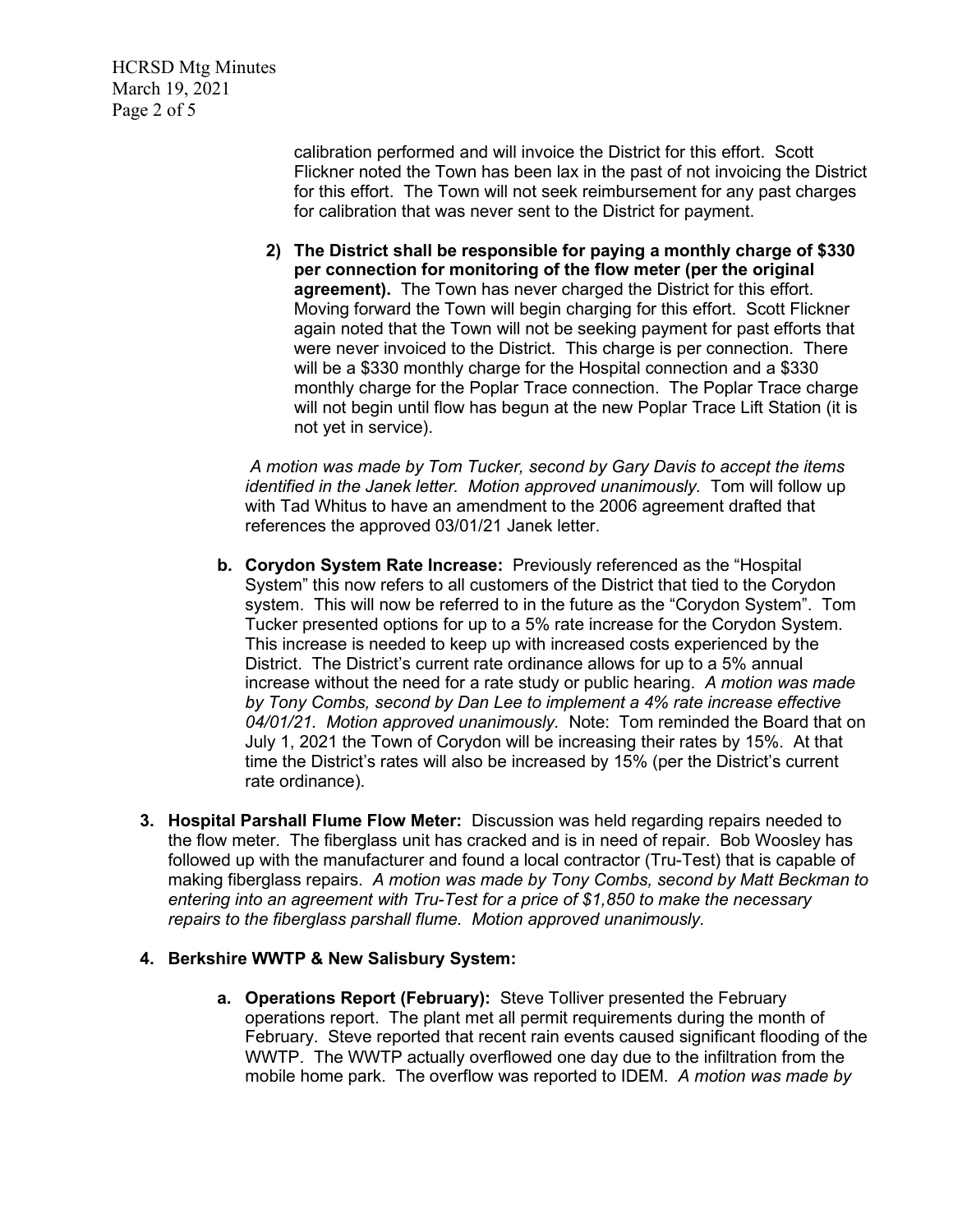calibration performed and will invoice the District for this effort. Scott Flickner noted the Town has been lax in the past of not invoicing the District for this effort. The Town will not seek reimbursement for any past charges for calibration that was never sent to the District for payment.

2) **The District shall be responsible for paying a monthly charge of $330 per connection for monitoring of the flow meter (per the original agreement).** The Town has never charged the District for this effort. Moving forward the Town will begin charging for this effort. Scott Flickner again noted that the Town will not be seeking payment for past efforts that were never invoiced to the District. This charge is per connection. There will be a $330 monthly charge for the Hospital connection and a $330 monthly charge for the Poplar Trace connection. The Poplar Trace charge will not begin until flow has begun at the new Poplar Trace Lift Station (it is not yet in service).

*A motion was made by Tom Tucker, second by Gary Davis to accept the items identified in the Janek letter. Motion approved unanimously.* Tom will follow up with Tad Whitus to have an amendment to the 2006 agreement drafted that references the approved 03/01/21 Janek letter.

b. **Corydon System Rate Increase:** Previously referenced as the "Hospital System" this now refers to all customers of the District that tied to the Corydon system. This will now be referred to in the future as the "Corydon System". Tom Tucker presented options for up to a 5% rate increase for the Corydon System. This increase is needed to keep up with increased costs experienced by the District. The District's current rate ordinance allows for up to a 5% annual increase without the need for a rate study or public hearing. *A motion was made by Tony Combs, second by Dan Lee to implement a 4% rate increase effective 04/01/21. Motion approved unanimously.* Note: Tom reminded the Board that on July 1, 2021 the Town of Corydon will be increasing their rates by 15%. At that time the District's rates will also be increased by 15% (per the District's current rate ordinance).

3. **Hospital Parshall Flume Flow Meter:** Discussion was held regarding repairs needed to the flow meter. The fiberglass unit has cracked and is in need of repair. Bob Woosley has followed up with the manufacturer and found a local contractor (Tru-Test) that is capable of making fiberglass repairs. *A motion was made by Tony Combs, second by Matt Beckman to entering into an agreement with Tru-Test for a price of $1,850 to make the necessary repairs to the fiberglass parshall flume. Motion approved unanimously.*

4. **Berkshire WWTP & New Salisbury System:**

a. **Operations Report (February):** Steve Tolliver presented the February operations report. The plant met all permit requirements during the month of February. Steve reported that recent rain events caused significant flooding of the WWTP. The WWTP actually overflowed one day due to the infiltration from the mobile home park. The overflow was reported to IDEM. *A motion was made by*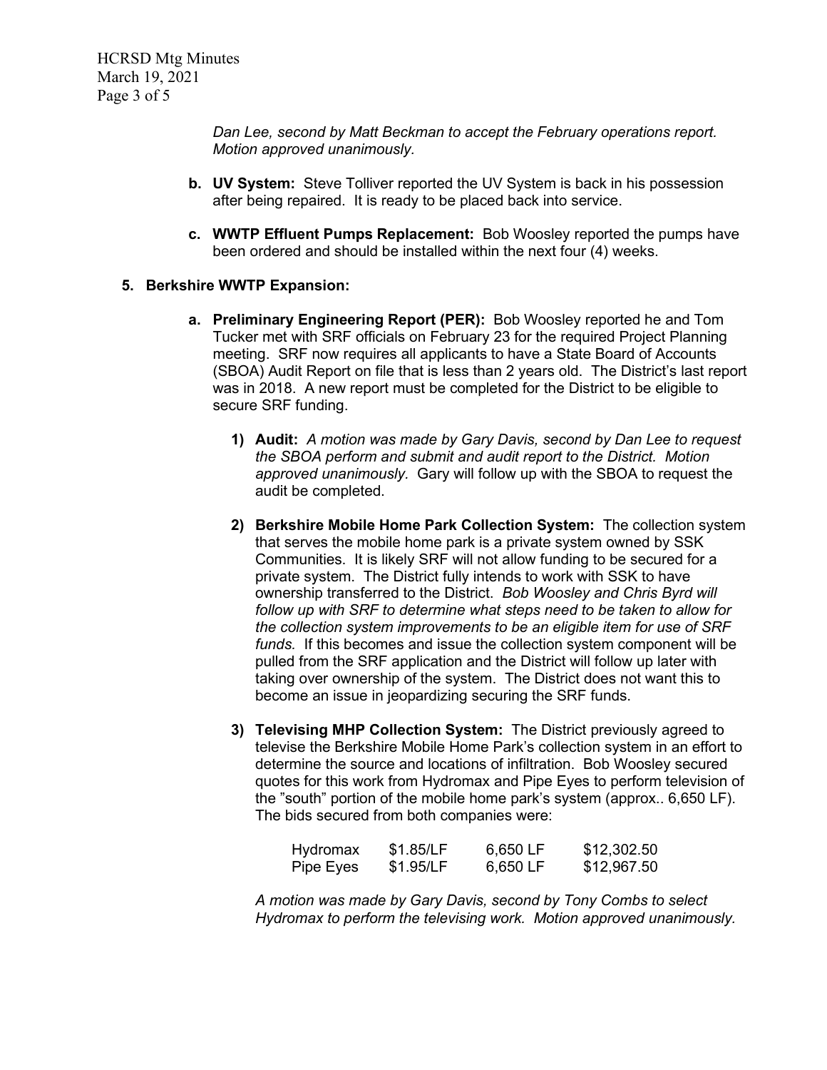*Dan Lee, second by Matt Beckman to accept the February operations report. Motion approved unanimously.*

**b. UV System:** Steve Tolliver reported the UV System is back in his possession after being repaired. It is ready to be placed back into service.

**c. WWTP Effluent Pumps Replacement:** Bob Woosley reported the pumps have been ordered and should be installed within the next four (4) weeks.

**5. Berkshire WWTP Expansion:**

**a. Preliminary Engineering Report (PER):** Bob Woosley reported he and Tom Tucker met with SRF officials on February 23 for the required Project Planning meeting. SRF now requires all applicants to have a State Board of Accounts (SBOA) Audit Report on file that is less than 2 years old. The District's last report was in 2018. A new report must be completed for the District to be eligible to secure SRF funding.

**1) Audit:** *A motion was made by Gary Davis, second by Dan Lee to request the SBOA perform and submit and audit report to the District. Motion approved unanimously.* Gary will follow up with the SBOA to request the audit be completed.

**2) Berkshire Mobile Home Park Collection System:** The collection system that serves the mobile home park is a private system owned by SSK Communities. It is likely SRF will not allow funding to be secured for a private system. The District fully intends to work with SSK to have ownership transferred to the District. *Bob Woosley and Chris Byrd will follow up with SRF to determine what steps need to be taken to allow for the collection system improvements to be an eligible item for use of SRF funds.* If this becomes and issue the collection system component will be pulled from the SRF application and the District will follow up later with taking over ownership of the system. The District does not want this to become an issue in jeopardizing securing the SRF funds.

**3) Televising MHP Collection System:** The District previously agreed to televise the Berkshire Mobile Home Park's collection system in an effort to determine the source and locations of infiltration. Bob Woosley secured quotes for this work from Hydromax and Pipe Eyes to perform television of the "south" portion of the mobile home park's system (approx.. 6,650 LF). The bids secured from both companies were:

| | | | |
|---|---|---|---|
| Hydromax | $1.85/LF | 6,650 LF | $12,302.50 |
| Pipe Eyes | $1.95/LF | 6,650 LF | $12,967.50 |

*A motion was made by Gary Davis, second by Tony Combs to select Hydromax to perform the televising work. Motion approved unanimously.*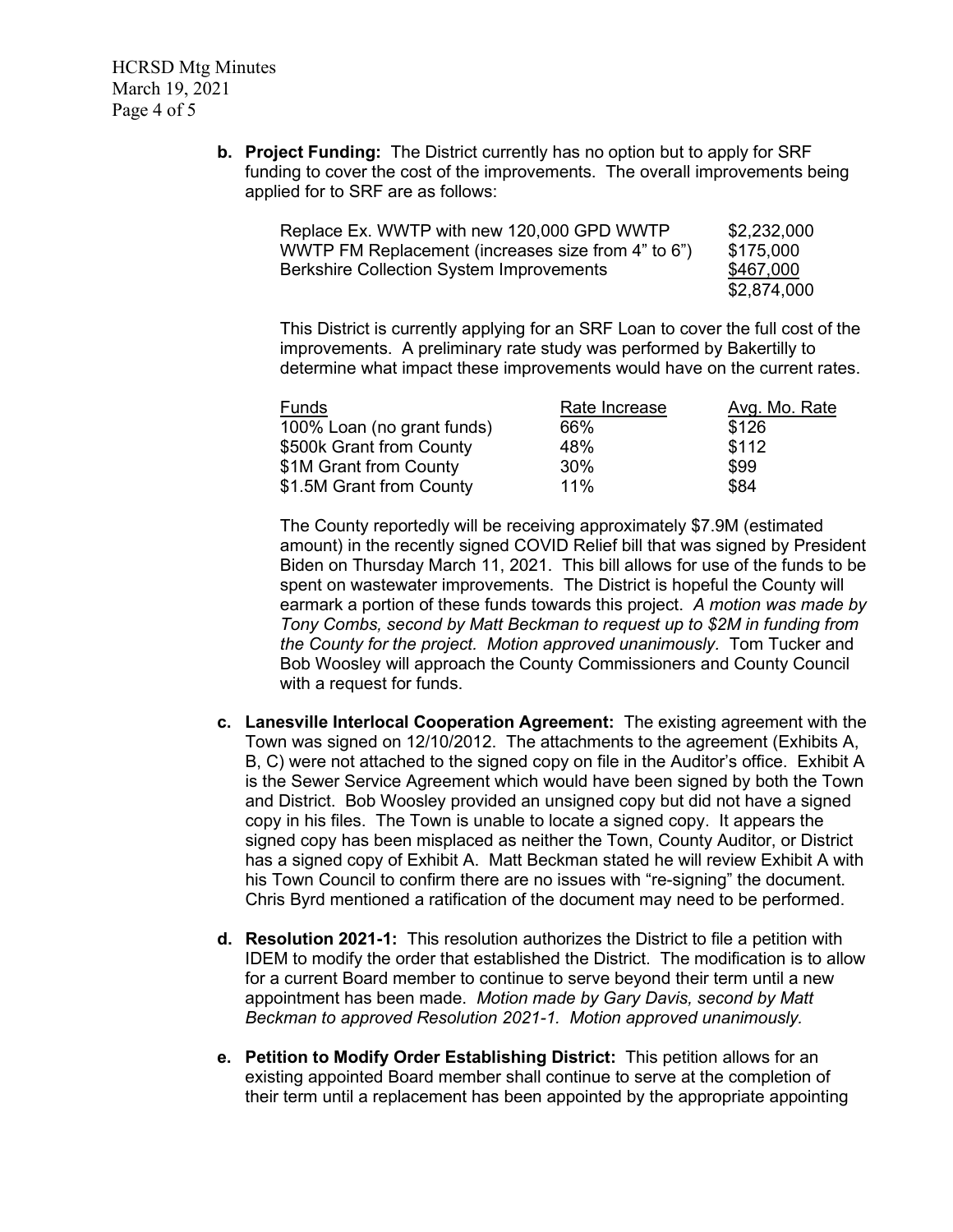**b. Project Funding:** The District currently has no option but to apply for SRF funding to cover the cost of the improvements. The overall improvements being applied for to SRF are as follows:

| | |
|---|---|
| Replace Ex. WWTP with new 120,000 GPD WWTP | \$2,232,000 |
| WWTP FM Replacement (increases size from 4" to 6") | \$175,000 |
| Berkshire Collection System Improvements | \$467,000 |
| | \$2,874,000 |

This District is currently applying for an SRF Loan to cover the full cost of the improvements. A preliminary rate study was performed by Bakertilly to determine what impact these improvements would have on the current rates.

| Funds | Rate Increase | Avg. Mo. Rate |
|---|---|---|
| 100% Loan (no grant funds) | 66% | \$126 |
| \$500k Grant from County | 48% | \$112 |
| \$1M Grant from County | 30% | \$99 |
| \$1.5M Grant from County | 11% | \$84 |

The County reportedly will be receiving approximately \$7.9M (estimated amount) in the recently signed COVID Relief bill that was signed by President Biden on Thursday March 11, 2021. This bill allows for use of the funds to be spent on wastewater improvements. The District is hopeful the County will earmark a portion of these funds towards this project. *A motion was made by Tony Combs, second by Matt Beckman to request up to \$2M in funding from the County for the project. Motion approved unanimously.* Tom Tucker and Bob Woosley will approach the County Commissioners and County Council with a request for funds.

**c. Lanesville Interlocal Cooperation Agreement:** The existing agreement with the Town was signed on 12/10/2012. The attachments to the agreement (Exhibits A, B, C) were not attached to the signed copy on file in the Auditor's office. Exhibit A is the Sewer Service Agreement which would have been signed by both the Town and District. Bob Woosley provided an unsigned copy but did not have a signed copy in his files. The Town is unable to locate a signed copy. It appears the signed copy has been misplaced as neither the Town, County Auditor, or District has a signed copy of Exhibit A. Matt Beckman stated he will review Exhibit A with his Town Council to confirm there are no issues with "re-signing" the document. Chris Byrd mentioned a ratification of the document may need to be performed.

**d. Resolution 2021-1:** This resolution authorizes the District to file a petition with IDEM to modify the order that established the District. The modification is to allow for a current Board member to continue to serve beyond their term until a new appointment has been made. *Motion made by Gary Davis, second by Matt Beckman to approved Resolution 2021-1. Motion approved unanimously.*

**e. Petition to Modify Order Establishing District:** This petition allows for an existing appointed Board member shall continue to serve at the completion of their term until a replacement has been appointed by the appropriate appointing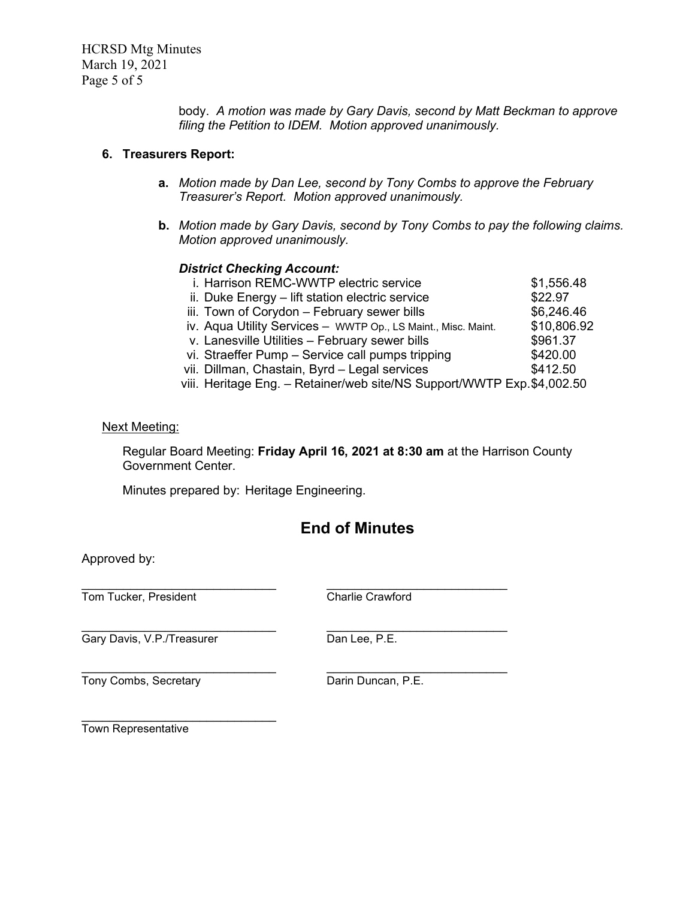body. *A motion was made by Gary Davis, second by Matt Beckman to approve filing the Petition to IDEM. Motion approved unanimously.*

**6. Treasurers Report:**

**a.** *Motion made by Dan Lee, second by Tony Combs to approve the February Treasurer's Report. Motion approved unanimously.*

**b.** *Motion made by Gary Davis, second by Tony Combs to pay the following claims. Motion approved unanimously.*

***District Checking Account:***

| | |
|---|---|
| i. Harrison REMC-WWTP electric service | $1,556.48 |
| ii. Duke Energy – lift station electric service | $22.97 |
| iii. Town of Corydon – February sewer bills | $6,246.46 |
| iv. Aqua Utility Services – WWTP Op., LS Maint., Misc. Maint. | $10,806.92 |
| v. Lanesville Utilities – February sewer bills | $961.37 |
| vi. Straeffer Pump – Service call pumps tripping | $420.00 |
| vii. Dillman, Chastain, Byrd – Legal services | $412.50 |
| viii. Heritage Eng. – Retainer/web site/NS Support/WWTP Exp. | $4,002.50 |

Next Meeting:

Regular Board Meeting: **Friday April 16, 2021 at 8:30 am** at the Harrison County Government Center.

Minutes prepared by: Heritage Engineering.

## End of Minutes

Approved by:

| | |
|---|---|
| \_\_\_\_\_\_\_\_\_\_\_\_\_\_\_\_\_\_\_\_\_\_\_\_\_\_\_\_ | \_\_\_\_\_\_\_\_\_\_\_\_\_\_\_\_\_\_\_\_\_\_\_\_\_\_\_\_ |
| Tom Tucker, President | Charlie Crawford |
| \_\_\_\_\_\_\_\_\_\_\_\_\_\_\_\_\_\_\_\_\_\_\_\_\_\_\_\_ | \_\_\_\_\_\_\_\_\_\_\_\_\_\_\_\_\_\_\_\_\_\_\_\_\_\_\_\_ |
| Gary Davis, V.P./Treasurer | Dan Lee, P.E. |
| \_\_\_\_\_\_\_\_\_\_\_\_\_\_\_\_\_\_\_\_\_\_\_\_\_\_\_\_ | \_\_\_\_\_\_\_\_\_\_\_\_\_\_\_\_\_\_\_\_\_\_\_\_\_\_\_\_ |
| Tony Combs, Secretary | Darin Duncan, P.E. |
| \_\_\_\_\_\_\_\_\_\_\_\_\_\_\_\_\_\_\_\_\_\_\_\_\_\_\_\_ | |
| Town Representative | |